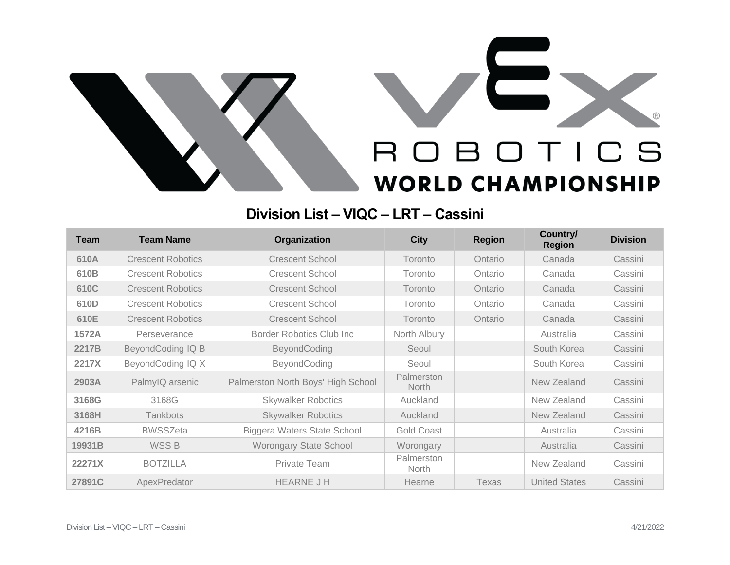# Division List – VIQC – LRT – Cassini

| Team | Team Name | Organization | City | Region | Country/ Region | Division |
|---|---|---|---|---|---|---|
| 610A | Crescent Robotics | Crescent School | Toronto | Ontario | Canada | Cassini |
| 610B | Crescent Robotics | Crescent School | Toronto | Ontario | Canada | Cassini |
| 610C | Crescent Robotics | Crescent School | Toronto | Ontario | Canada | Cassini |
| 610D | Crescent Robotics | Crescent School | Toronto | Ontario | Canada | Cassini |
| 610E | Crescent Robotics | Crescent School | Toronto | Ontario | Canada | Cassini |
| 1572A | Perseverance | Border Robotics Club Inc | North Albury | | Australia | Cassini |
| 2217B | BeyondCoding IQ B | BeyondCoding | Seoul | | South Korea | Cassini |
| 2217X | BeyondCoding IQ X | BeyondCoding | Seoul | | South Korea | Cassini |
| 2903A | PalmyIQ arsenic | Palmerston North Boys' High School | Palmerston North | | New Zealand | Cassini |
| 3168G | 3168G | Skywalker Robotics | Auckland | | New Zealand | Cassini |
| 3168H | Tankbots | Skywalker Robotics | Auckland | | New Zealand | Cassini |
| 4216B | BWSSZeta | Biggera Waters State School | Gold Coast | | Australia | Cassini |
| 19931B | WSS B | Worongary State School | Worongary | | Australia | Cassini |
| 22271X | BOTZILLA | Private Team | Palmerston North | | New Zealand | Cassini |
| 27891C | ApexPredator | HEARNE J H | Hearne | Texas | United States | Cassini |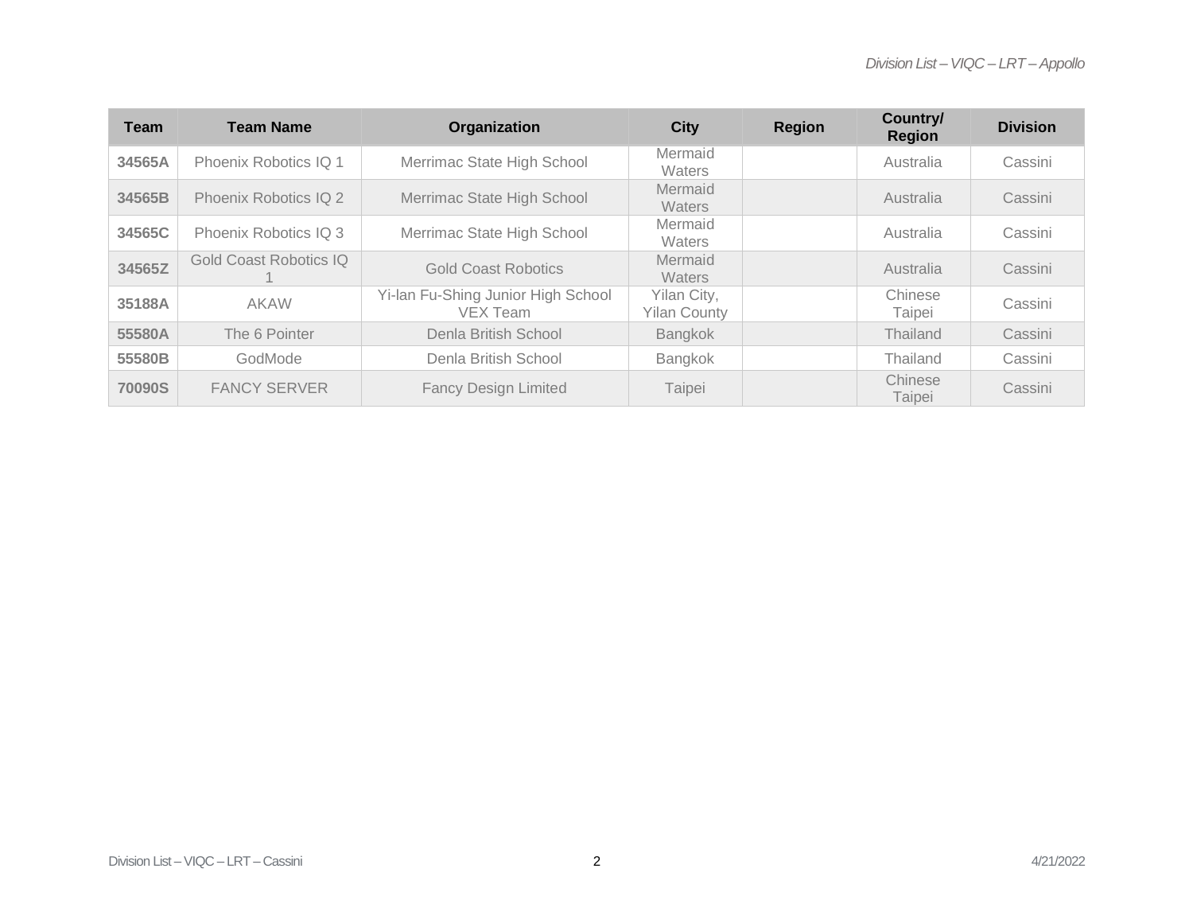| Team | Team Name | Organization | City | Region | Country/ Region | Division |
|---|---|---|---|---|---|---|
| 34565A | Phoenix Robotics IQ 1 | Merrimac State High School | Mermaid Waters | | Australia | Cassini |
| 34565B | Phoenix Robotics IQ 2 | Merrimac State High School | Mermaid Waters | | Australia | Cassini |
| 34565C | Phoenix Robotics IQ 3 | Merrimac State High School | Mermaid Waters | | Australia | Cassini |
| 34565Z | Gold Coast Robotics IQ 1 | Gold Coast Robotics | Mermaid Waters | | Australia | Cassini |
| 35188A | AKAW | Yi-lan Fu-Shing Junior High School VEX Team | Yilan City, Yilan County | | Chinese Taipei | Cassini |
| 55580A | The 6 Pointer | Denla British School | Bangkok | | Thailand | Cassini |
| 55580B | GodMode | Denla British School | Bangkok | | Thailand | Cassini |
| 70090S | FANCY SERVER | Fancy Design Limited | Taipei | | Chinese Taipei | Cassini |